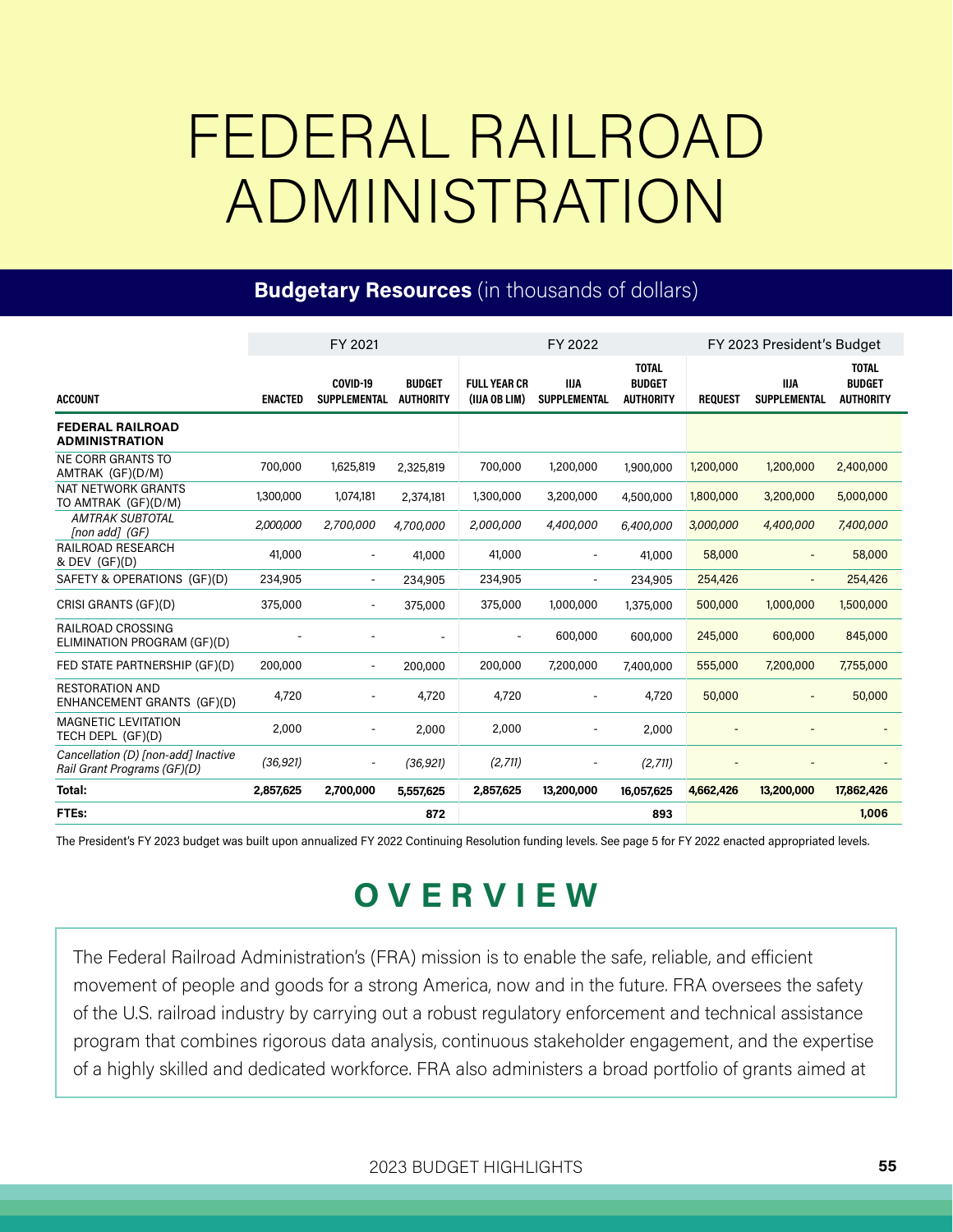# FEDERAL RAILROAD ADMINISTRATION

## **Budgetary Resources** (in thousands of dollars)

| ACCOUNT | FY 2021 ENACTED | FY 2021 COVID-19 SUPPLEMENTAL | FY 2021 BUDGET AUTHORITY | FY 2022 FULL YEAR CR (IIJA OB LIM) | FY 2022 IIJA SUPPLEMENTAL | FY 2022 TOTAL BUDGET AUTHORITY | FY 2023 President's Budget REQUEST | FY 2023 President's Budget IIJA SUPPLEMENTAL | FY 2023 President's Budget TOTAL BUDGET AUTHORITY |
|---|---|---|---|---|---|---|---|---|---|
| **FEDERAL RAILROAD ADMINISTRATION** | | | | | | | | | |
| NE CORR GRANTS TO AMTRAK (GF)(D/M) | 700,000 | 1,625,819 | 2,325,819 | 700,000 | 1,200,000 | 1,900,000 | 1,200,000 | 1,200,000 | 2,400,000 |
| NAT NETWORK GRANTS TO AMTRAK (GF)(D/M) | 1,300,000 | 1,074,181 | 2,374,181 | 1,300,000 | 3,200,000 | 4,500,000 | 1,800,000 | 3,200,000 | 5,000,000 |
| *AMTRAK SUBTOTAL [non add] (GF)* | *2,000,000* | *2,700,000* | *4,700,000* | *2,000,000* | *4,400,000* | *6,400,000* | *3,000,000* | *4,400,000* | *7,400,000* |
| RAILROAD RESEARCH & DEV (GF)(D) | 41,000 | - | 41,000 | 41,000 | - | 41,000 | 58,000 | - | 58,000 |
| SAFETY & OPERATIONS (GF)(D) | 234,905 | - | 234,905 | 234,905 | - | 234,905 | 254,426 | - | 254,426 |
| CRISI GRANTS (GF)(D) | 375,000 | - | 375,000 | 375,000 | 1,000,000 | 1,375,000 | 500,000 | 1,000,000 | 1,500,000 |
| RAILROAD CROSSING ELIMINATION PROGRAM (GF)(D) | - | - | - | - | 600,000 | 600,000 | 245,000 | 600,000 | 845,000 |
| FED STATE PARTNERSHIP (GF)(D) | 200,000 | - | 200,000 | 200,000 | 7,200,000 | 7,400,000 | 555,000 | 7,200,000 | 7,755,000 |
| RESTORATION AND ENHANCEMENT GRANTS (GF)(D) | 4,720 | - | 4,720 | 4,720 | - | 4,720 | 50,000 | - | 50,000 |
| MAGNETIC LEVITATION TECH DEPL (GF)(D) | 2,000 | - | 2,000 | 2,000 | - | 2,000 | - | - | - |
| *Cancellation (D) [non-add] Inactive Rail Grant Programs (GF)(D)* | *(36,921)* | - | *(36,921)* | *(2,711)* | - | *(2,711)* | - | - | - |
| **Total:** | **2,857,625** | **2,700,000** | **5,557,625** | **2,857,625** | **13,200,000** | **16,057,625** | **4,662,426** | **13,200,000** | **17,862,426** |
| **FTEs:** | | | **872** | | | **893** | | | **1,006** |

The President's FY 2023 budget was built upon annualized FY 2022 Continuing Resolution funding levels. See page 5 for FY 2022 enacted appropriated levels.

## OVERVIEW

The Federal Railroad Administration's (FRA) mission is to enable the safe, reliable, and efficient movement of people and goods for a strong America, now and in the future. FRA oversees the safety of the U.S. railroad industry by carrying out a robust regulatory enforcement and technical assistance program that combines rigorous data analysis, continuous stakeholder engagement, and the expertise of a highly skilled and dedicated workforce. FRA also administers a broad portfolio of grants aimed at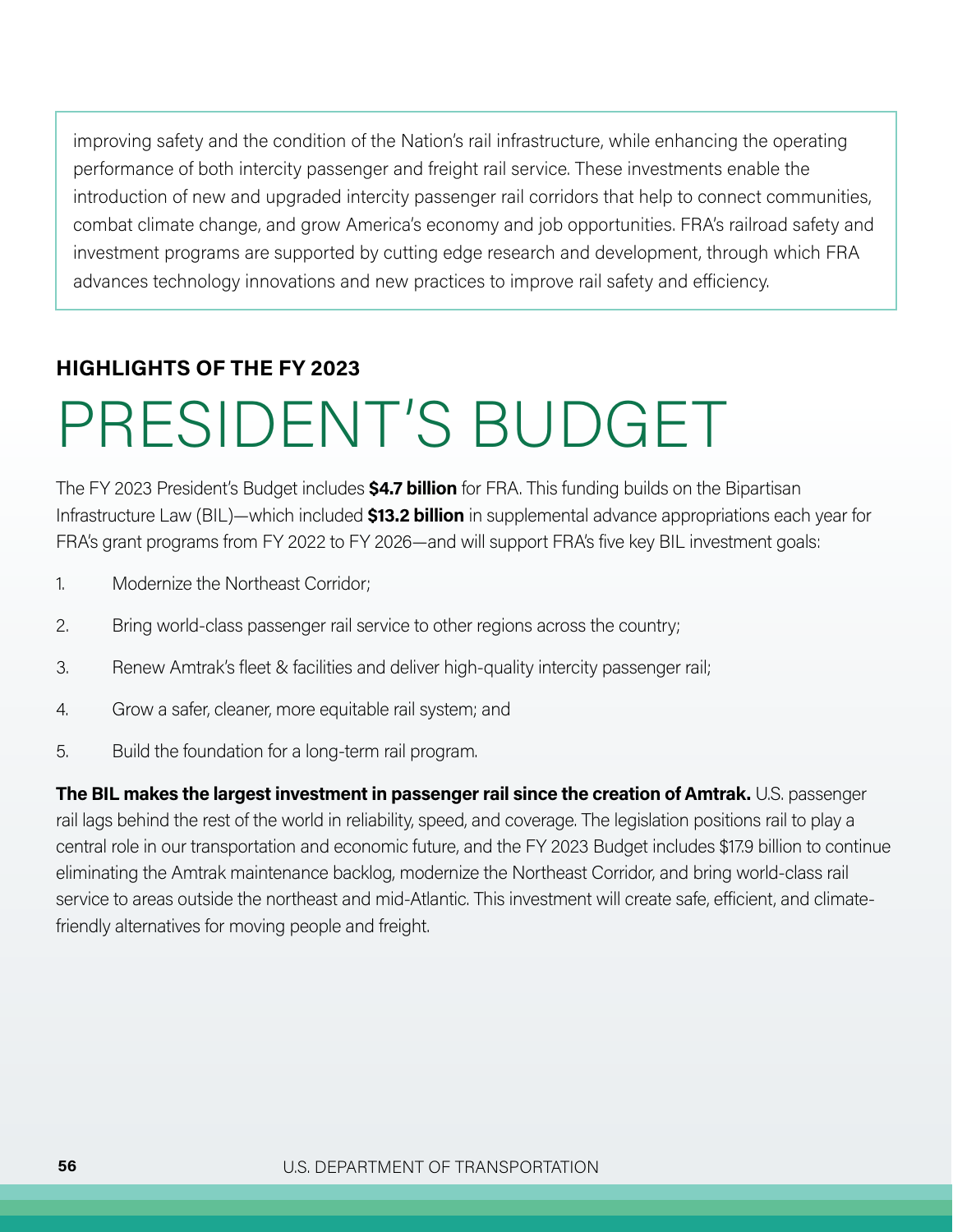improving safety and the condition of the Nation's rail infrastructure, while enhancing the operating performance of both intercity passenger and freight rail service. These investments enable the introduction of new and upgraded intercity passenger rail corridors that help to connect communities, combat climate change, and grow America's economy and job opportunities. FRA's railroad safety and investment programs are supported by cutting edge research and development, through which FRA advances technology innovations and new practices to improve rail safety and efficiency.

**HIGHLIGHTS OF THE FY 2023**

# PRESIDENT'S BUDGET

The FY 2023 President's Budget includes **$4.7 billion** for FRA. This funding builds on the Bipartisan Infrastructure Law (BIL)—which included **$13.2 billion** in supplemental advance appropriations each year for FRA's grant programs from FY 2022 to FY 2026—and will support FRA's five key BIL investment goals:

1. Modernize the Northeast Corridor;
2. Bring world-class passenger rail service to other regions across the country;
3. Renew Amtrak's fleet & facilities and deliver high-quality intercity passenger rail;
4. Grow a safer, cleaner, more equitable rail system; and
5. Build the foundation for a long-term rail program.

**The BIL makes the largest investment in passenger rail since the creation of Amtrak.** U.S. passenger rail lags behind the rest of the world in reliability, speed, and coverage. The legislation positions rail to play a central role in our transportation and economic future, and the FY 2023 Budget includes $17.9 billion to continue eliminating the Amtrak maintenance backlog, modernize the Northeast Corridor, and bring world-class rail service to areas outside the northeast and mid-Atlantic. This investment will create safe, efficient, and climate-friendly alternatives for moving people and freight.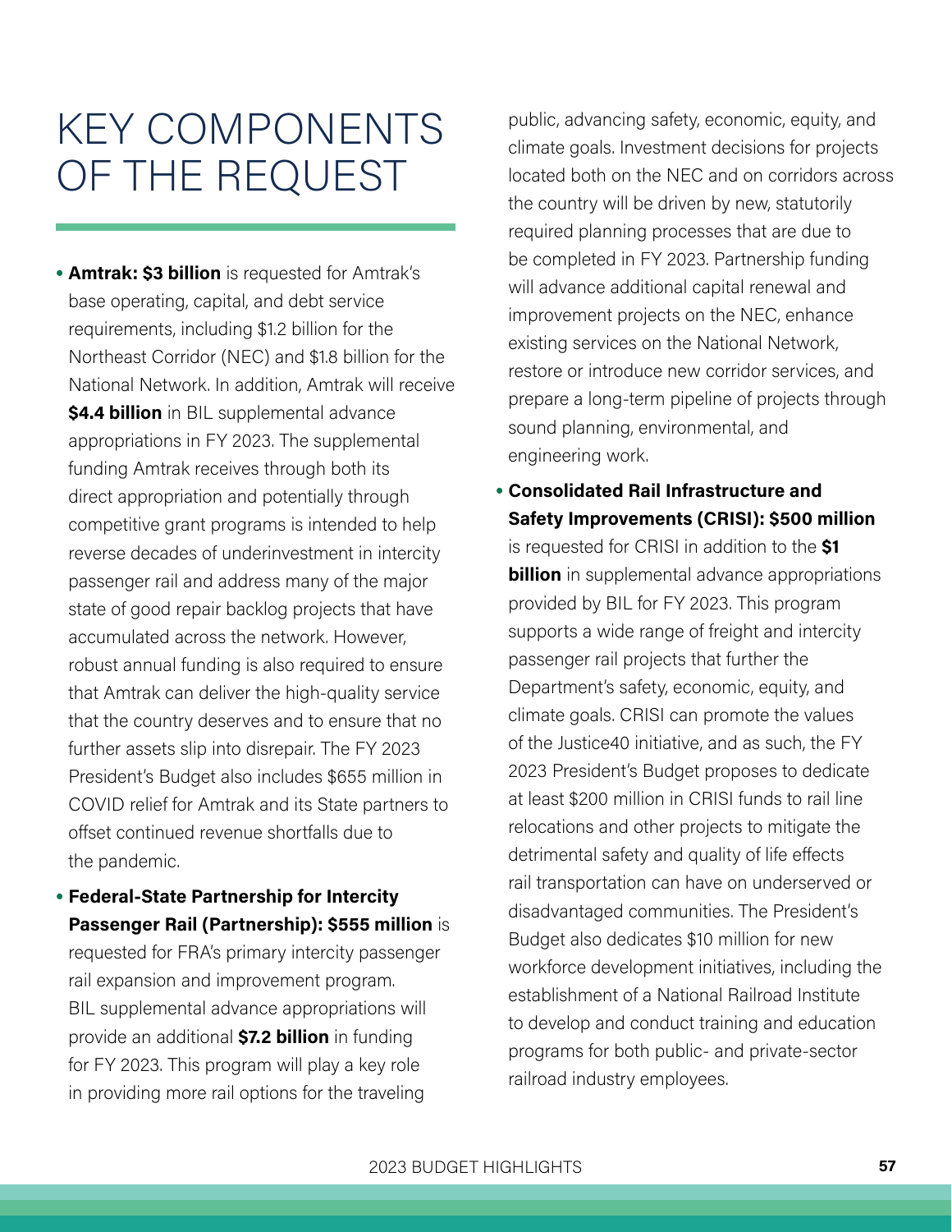# KEY COMPONENTS OF THE REQUEST

- **Amtrak: $3 billion** is requested for Amtrak's base operating, capital, and debt service requirements, including $1.2 billion for the Northeast Corridor (NEC) and $1.8 billion for the National Network. In addition, Amtrak will receive **$4.4 billion** in BIL supplemental advance appropriations in FY 2023. The supplemental funding Amtrak receives through both its direct appropriation and potentially through competitive grant programs is intended to help reverse decades of underinvestment in intercity passenger rail and address many of the major state of good repair backlog projects that have accumulated across the network. However, robust annual funding is also required to ensure that Amtrak can deliver the high-quality service that the country deserves and to ensure that no further assets slip into disrepair. The FY 2023 President's Budget also includes $655 million in COVID relief for Amtrak and its State partners to offset continued revenue shortfalls due to the pandemic.
- **Federal-State Partnership for Intercity Passenger Rail (Partnership): $555 million** is requested for FRA's primary intercity passenger rail expansion and improvement program. BIL supplemental advance appropriations will provide an additional **$7.2 billion** in funding for FY 2023. This program will play a key role in providing more rail options for the traveling public, advancing safety, economic, equity, and climate goals. Investment decisions for projects located both on the NEC and on corridors across the country will be driven by new, statutorily required planning processes that are due to be completed in FY 2023. Partnership funding will advance additional capital renewal and improvement projects on the NEC, enhance existing services on the National Network, restore or introduce new corridor services, and prepare a long-term pipeline of projects through sound planning, environmental, and engineering work.
- **Consolidated Rail Infrastructure and Safety Improvements (CRISI): $500 million** is requested for CRISI in addition to the **$1 billion** in supplemental advance appropriations provided by BIL for FY 2023. This program supports a wide range of freight and intercity passenger rail projects that further the Department's safety, economic, equity, and climate goals. CRISI can promote the values of the Justice40 initiative, and as such, the FY 2023 President's Budget proposes to dedicate at least $200 million in CRISI funds to rail line relocations and other projects to mitigate the detrimental safety and quality of life effects rail transportation can have on underserved or disadvantaged communities. The President's Budget also dedicates $10 million for new workforce development initiatives, including the establishment of a National Railroad Institute to develop and conduct training and education programs for both public- and private-sector railroad industry employees.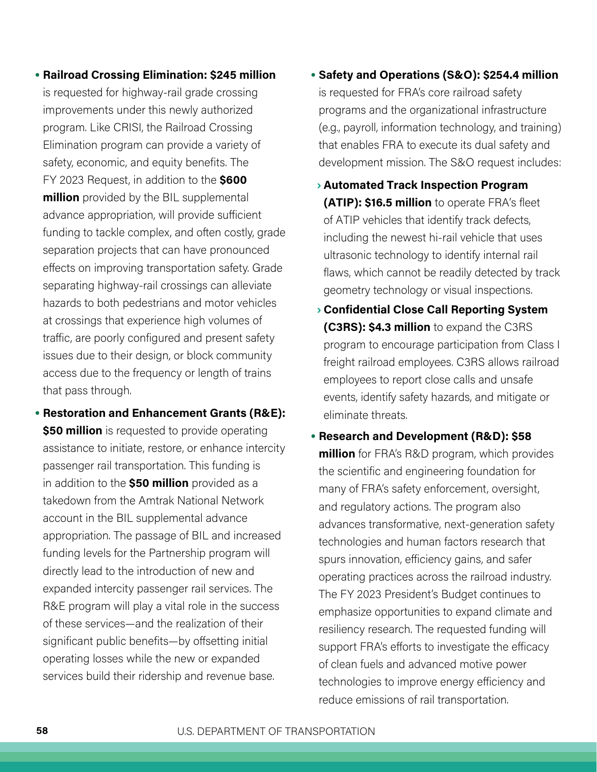- **Railroad Crossing Elimination: $245 million** is requested for highway-rail grade crossing improvements under this newly authorized program. Like CRISI, the Railroad Crossing Elimination program can provide a variety of safety, economic, and equity benefits. The FY 2023 Request, in addition to the **$600 million** provided by the BIL supplemental advance appropriation, will provide sufficient funding to tackle complex, and often costly, grade separation projects that can have pronounced effects on improving transportation safety. Grade separating highway-rail crossings can alleviate hazards to both pedestrians and motor vehicles at crossings that experience high volumes of traffic, are poorly configured and present safety issues due to their design, or block community access due to the frequency or length of trains that pass through.
- **Restoration and Enhancement Grants (R&E): $50 million** is requested to provide operating assistance to initiate, restore, or enhance intercity passenger rail transportation. This funding is in addition to the **$50 million** provided as a takedown from the Amtrak National Network account in the BIL supplemental advance appropriation. The passage of BIL and increased funding levels for the Partnership program will directly lead to the introduction of new and expanded intercity passenger rail services. The R&E program will play a vital role in the success of these services—and the realization of their significant public benefits—by offsetting initial operating losses while the new or expanded services build their ridership and revenue base.
- **Safety and Operations (S&O): $254.4 million** is requested for FRA's core railroad safety programs and the organizational infrastructure (e.g., payroll, information technology, and training) that enables FRA to execute its dual safety and development mission. The S&O request includes:
  - **Automated Track Inspection Program (ATIP): $16.5 million** to operate FRA's fleet of ATIP vehicles that identify track defects, including the newest hi-rail vehicle that uses ultrasonic technology to identify internal rail flaws, which cannot be readily detected by track geometry technology or visual inspections.
  - **Confidential Close Call Reporting System (C3RS): $4.3 million** to expand the C3RS program to encourage participation from Class I freight railroad employees. C3RS allows railroad employees to report close calls and unsafe events, identify safety hazards, and mitigate or eliminate threats.
- **Research and Development (R&D): $58 million** for FRA's R&D program, which provides the scientific and engineering foundation for many of FRA's safety enforcement, oversight, and regulatory actions. The program also advances transformative, next-generation safety technologies and human factors research that spurs innovation, efficiency gains, and safer operating practices across the railroad industry. The FY 2023 President's Budget continues to emphasize opportunities to expand climate and resiliency research. The requested funding will support FRA's efforts to investigate the efficacy of clean fuels and advanced motive power technologies to improve energy efficiency and reduce emissions of rail transportation.